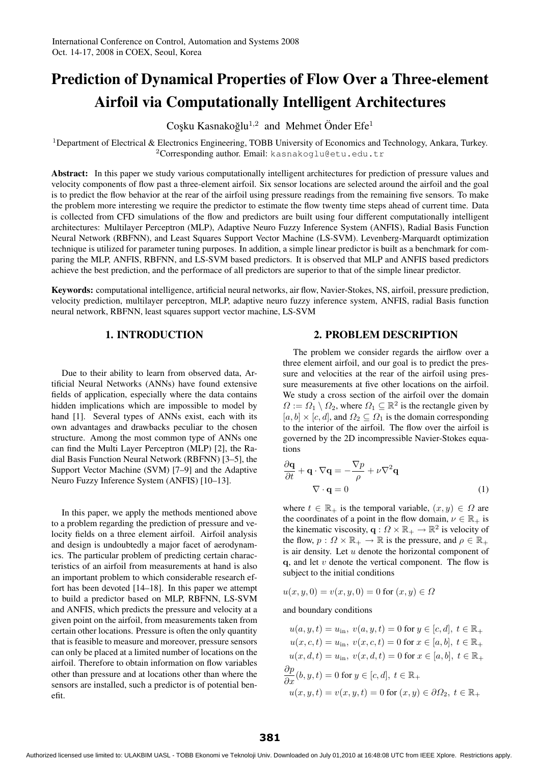# Prediction of Dynamical Properties of Flow Over a Three-element Airfoil via Computationally Intelligent Architectures

Coşku Kasnakoğlu[1,2] and Mehmet Önder Efe[1]

[1]Department of Electrical & Electronics Engineering, TOBB University of Economics and Technology, Ankara, Turkey.
[2]Corresponding author. Email: kasnakoglu@etu.edu.tr

**Abstract:** In this paper we study various computationally intelligent architectures for prediction of pressure values and velocity components of flow past a three-element airfoil. Six sensor locations are selected around the airfoil and the goal is to predict the flow behavior at the rear of the airfoil using pressure readings from the remaining five sensors. To make the problem more interesting we require the predictor to estimate the flow twenty time steps ahead of current time. Data is collected from CFD simulations of the flow and predictors are built using four different computationally intelligent architectures: Multilayer Perceptron (MLP), Adaptive Neuro Fuzzy Inference System (ANFIS), Radial Basis Function Neural Network (RBFNN), and Least Squares Support Vector Machine (LS-SVM). Levenberg-Marquardt optimization technique is utilized for parameter tuning purposes. In addition, a simple linear predictor is built as a benchmark for comparing the MLP, ANFIS, RBFNN, and LS-SVM based predictors. It is observed that MLP and ANFIS based predictors achieve the best prediction, and the performace of all predictors are superior to that of the simple linear predictor.

**Keywords:** computational intelligence, artificial neural networks, air flow, Navier-Stokes, NS, airfoil, pressure prediction, velocity prediction, multilayer perceptron, MLP, adaptive neuro fuzzy inference system, ANFIS, radial Basis function neural network, RBFNN, least squares support vector machine, LS-SVM

## 1. INTRODUCTION

Due to their ability to learn from observed data, Artificial Neural Networks (ANNs) have found extensive fields of application, especially where the data contains hidden implications which are impossible to model by hand [1]. Several types of ANNs exist, each with its own advantages and drawbacks peculiar to the chosen structure. Among the most common type of ANNs one can find the Multi Layer Perceptron (MLP) [2], the Radial Basis Function Neural Network (RBFNN) [3–5], the Support Vector Machine (SVM) [7–9] and the Adaptive Neuro Fuzzy Inference System (ANFIS) [10–13].

In this paper, we apply the methods mentioned above to a problem regarding the prediction of pressure and velocity fields on a three element airfoil. Airfoil analysis and design is undoubtedly a major facet of aerodynamics. The particular problem of predicting certain characteristics of an airfoil from measurements at hand is also an important problem to which considerable research effort has been devoted [14–18]. In this paper we attempt to build a predictor based on MLP, RBFNN, LS-SVM and ANFIS, which predicts the pressure and velocity at a given point on the airfoil, from measurements taken from certain other locations. Pressure is often the only quantity that is feasible to measure and moreover, pressure sensors can only be placed at a limited number of locations on the airfoil. Therefore to obtain information on flow variables other than pressure and at locations other than where the sensors are installed, such a predictor is of potential benefit.

## 2. PROBLEM DESCRIPTION

The problem we consider regards the airflow over a three element airfoil, and our goal is to predict the pressure and velocities at the rear of the airfoil using pressure measurements at five other locations on the airfoil. We study a cross section of the airfoil over the domain $\Omega := \Omega_1 \setminus \Omega_2$, where $\Omega_1 \subseteq \mathbb{R}^2$ is the rectangle given by $[a,b] \times [c,d]$, and $\Omega_2 \subseteq \Omega_1$ is the domain corresponding to the interior of the airfoil. The flow over the airfoil is governed by the 2D incompressible Navier-Stokes equations

$$\frac{\partial \mathbf{q}}{\partial t} + \mathbf{q} \cdot \nabla \mathbf{q} = -\frac{\nabla p}{\rho} + \nu \nabla^2 \mathbf{q}$$
$$\nabla \cdot \mathbf{q} = 0 \tag{1}$$

where $t \in \mathbb{R}_+$ is the temporal variable, $(x, y) \in \Omega$ are the coordinates of a point in the flow domain, $\nu \in \mathbb{R}_+$ is the kinematic viscosity, $\mathbf{q} : \Omega \times \mathbb{R}_+ \to \mathbb{R}^2$ is velocity of the flow, $p : \Omega \times \mathbb{R}_+ \to \mathbb{R}$ is the pressure, and $\rho \in \mathbb{R}_+$ is air density. Let $u$ denote the horizontal component of $\mathbf{q}$, and let $v$ denote the vertical component. The flow is subject to the initial conditions

$$u(x, y, 0) = v(x, y, 0) = 0 \text{ for } (x, y) \in \Omega$$

and boundary conditions

$$u(a, y, t) = u_{\text{in}},\ v(a, y, t) = 0 \text{ for } y \in [c, d],\ t \in \mathbb{R}_+$$
$$u(x, c, t) = u_{\text{in}},\ v(x, c, t) = 0 \text{ for } x \in [a, b],\ t \in \mathbb{R}_+$$
$$u(x, d, t) = u_{\text{in}},\ v(x, d, t) = 0 \text{ for } x \in [a, b],\ t \in \mathbb{R}_+$$
$$\frac{\partial p}{\partial x}(b, y, t) = 0 \text{ for } y \in [c, d],\ t \in \mathbb{R}_+$$
$$u(x, y, t) = v(x, y, t) = 0 \text{ for } (x, y) \in \partial\Omega_2,\ t \in \mathbb{R}_+$$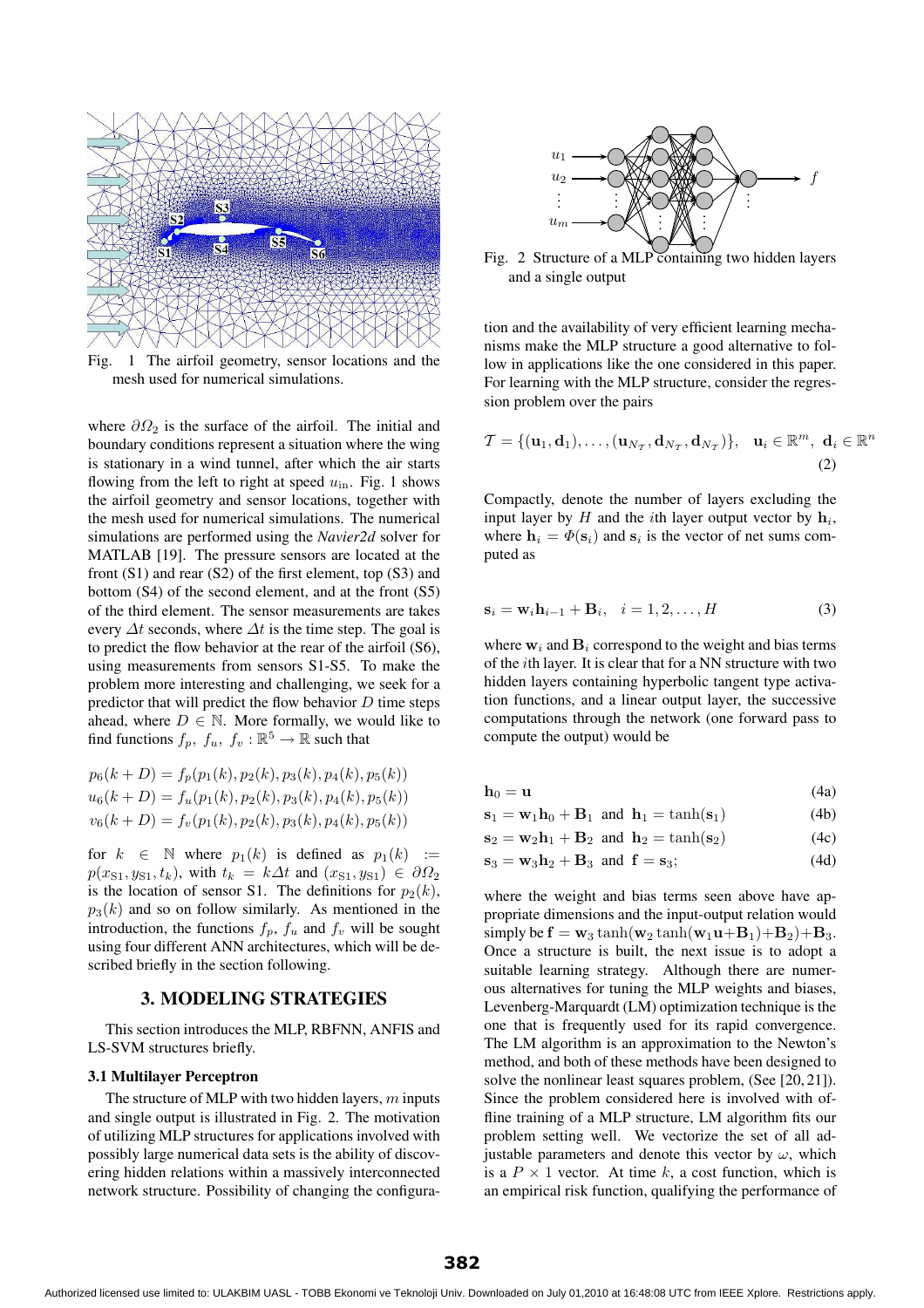Fig. 1 The airfoil geometry, sensor locations and the mesh used for numerical simulations.

where $\partial\Omega_2$ is the surface of the airfoil. The initial and boundary conditions represent a situation where the wing is stationary in a wind tunnel, after which the air starts flowing from the left to right at speed $u_{\text{in}}$. Fig. 1 shows the airfoil geometry and sensor locations, together with the mesh used for numerical simulations. The numerical simulations are performed using the *Navier2d* solver for MATLAB [19]. The pressure sensors are located at the front (S1) and rear (S2) of the first element, top (S3) and bottom (S4) of the second element, and at the front (S5) of the third element. The sensor measurements are takes every $\Delta t$ seconds, where $\Delta t$ is the time step. The goal is to predict the flow behavior at the rear of the airfoil (S6), using measurements from sensors S1-S5. To make the problem more interesting and challenging, we seek for a predictor that will predict the flow behavior $D$ time steps ahead, where $D \in \mathbb{N}$. More formally, we would like to find functions $f_p,\ f_u,\ f_v : \mathbb{R}^5 \to \mathbb{R}$ such that

$$
\begin{aligned}
p_6(k+D) &= f_p(p_1(k), p_2(k), p_3(k), p_4(k), p_5(k)) \\
u_6(k+D) &= f_u(p_1(k), p_2(k), p_3(k), p_4(k), p_5(k)) \\
v_6(k+D) &= f_v(p_1(k), p_2(k), p_3(k), p_4(k), p_5(k))
\end{aligned}
$$

for $k \in \mathbb{N}$ where $p_1(k)$ is defined as $p_1(k) := p(x_{S1}, y_{S1}, t_k)$, with $t_k = k\Delta t$ and $(x_{S1}, y_{S1}) \in \partial\Omega_2$ is the location of sensor S1. The definitions for $p_2(k)$, $p_3(k)$ and so on follow similarly. As mentioned in the introduction, the functions $f_p$, $f_u$ and $f_v$ will be sought using four different ANN architectures, which will be described briefly in the section following.

## 3. MODELING STRATEGIES

This section introduces the MLP, RBFNN, ANFIS and LS-SVM structures briefly.

### 3.1 Multilayer Perceptron

The structure of MLP with two hidden layers, $m$ inputs and single output is illustrated in Fig. 2. The motivation of utilizing MLP structures for applications involved with possibly large numerical data sets is the ability of discovering hidden relations within a massively interconnected network structure. Possibility of changing the configuration and the availability of very efficient learning mechanisms make the MLP structure a good alternative to follow in applications like the one considered in this paper. For learning with the MLP structure, consider the regression problem over the pairs

Fig. 2 Structure of a MLP containing two hidden layers and a single output

$$
\mathcal{T} = \{(\mathbf{u}_1, \mathbf{d}_1), \ldots, (\mathbf{u}_{N_\mathcal{T}}, \mathbf{d}_{N_\mathcal{T}}, \mathbf{d}_{N_\mathcal{T}})\}, \quad \mathbf{u}_i \in \mathbb{R}^m,\ \mathbf{d}_i \in \mathbb{R}^n \tag{2}
$$

Compactly, denote the number of layers excluding the input layer by $H$ and the $i$th layer output vector by $\mathbf{h}_i$, where $\mathbf{h}_i = \Phi(\mathbf{s}_i)$ and $\mathbf{s}_i$ is the vector of net sums computed as

$$
\mathbf{s}_i = \mathbf{w}_i \mathbf{h}_{i-1} + \mathbf{B}_i, \quad i = 1, 2, \ldots, H \tag{3}
$$

where $\mathbf{w}_i$ and $\mathbf{B}_i$ correspond to the weight and bias terms of the $i$th layer. It is clear that for a NN structure with two hidden layers containing hyperbolic tangent type activation functions, and a linear output layer, the successive computations through the network (one forward pass to compute the output) would be

$$
\mathbf{h}_0 = \mathbf{u} \tag{4a}
$$

$$
\mathbf{s}_1 = \mathbf{w}_1 \mathbf{h}_0 + \mathbf{B}_1 \ \text{ and } \ \mathbf{h}_1 = \tanh(\mathbf{s}_1) \tag{4b}
$$

$$
\mathbf{s}_2 = \mathbf{w}_2 \mathbf{h}_1 + \mathbf{B}_2 \ \text{ and } \ \mathbf{h}_2 = \tanh(\mathbf{s}_2) \tag{4c}
$$

$$
\mathbf{s}_3 = \mathbf{w}_3 \mathbf{h}_2 + \mathbf{B}_3 \ \text{ and } \ \mathbf{f} = \mathbf{s}_3; \tag{4d}
$$

where the weight and bias terms seen above have appropriate dimensions and the input-output relation would simply be $\mathbf{f} = \mathbf{w}_3 \tanh(\mathbf{w}_2 \tanh(\mathbf{w}_1 \mathbf{u} + \mathbf{B}_1) + \mathbf{B}_2) + \mathbf{B}_3$. Once a structure is built, the next issue is to adopt a suitable learning strategy. Although there are numerous alternatives for tuning the MLP weights and biases, Levenberg-Marquardt (LM) optimization technique is the one that is frequently used for its rapid convergence. The LM algorithm is an approximation to the Newton's method, and both of these methods have been designed to solve the nonlinear least squares problem, (See [20, 21]). Since the problem considered here is involved with offline training of a MLP structure, LM algorithm fits our problem setting well. We vectorize the set of all adjustable parameters and denote this vector by $\omega$, which is a $P \times 1$ vector. At time $k$, a cost function, which is an empirical risk function, qualifying the performance of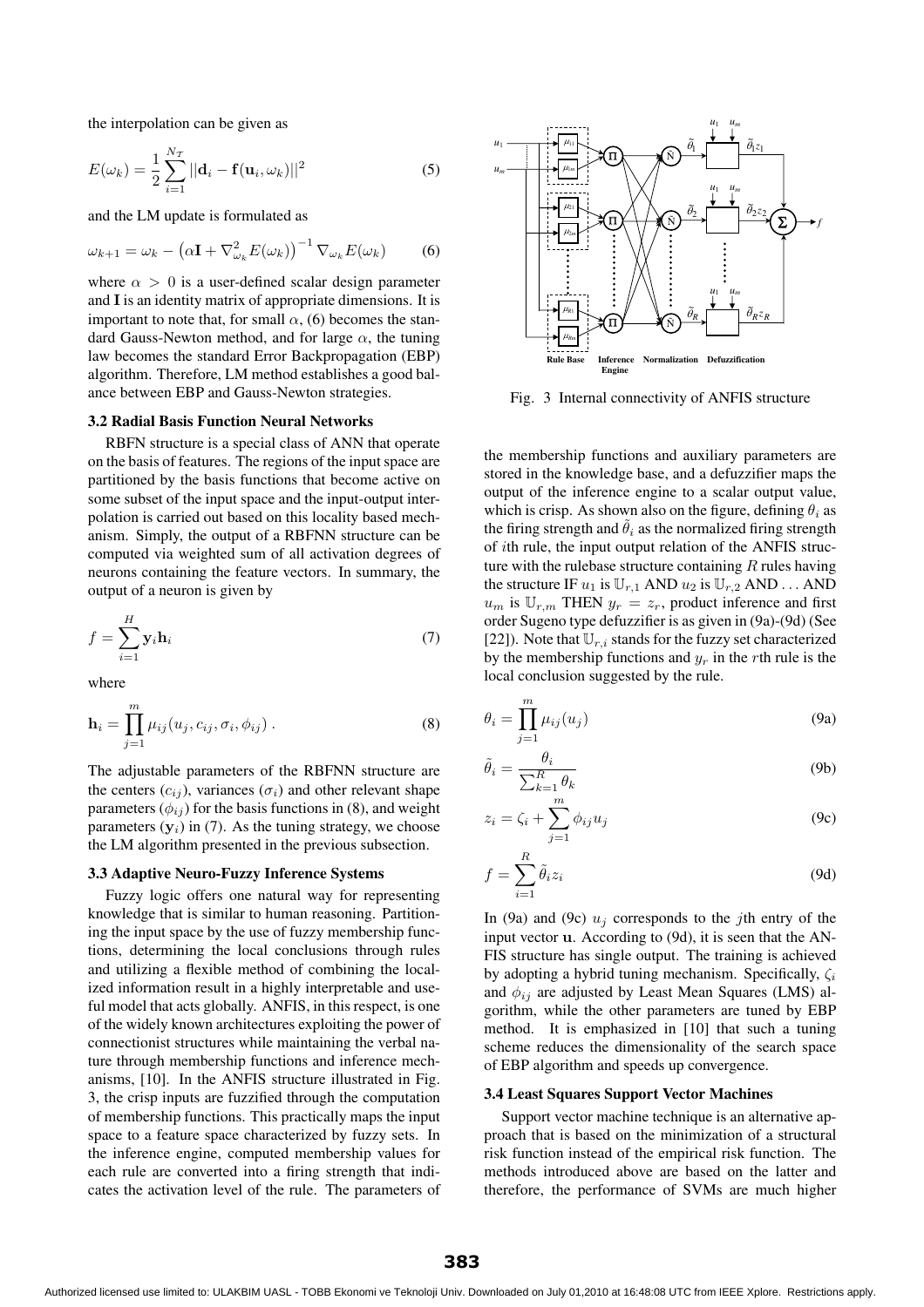the interpolation can be given as

$$E(\omega_k) = \frac{1}{2} \sum_{i=1}^{N_{\mathcal{T}}} ||\mathbf{d}_i - \mathbf{f}(\mathbf{u}_i, \omega_k)||^2 \quad (5)$$

and the LM update is formulated as

$$\omega_{k+1} = \omega_k - \left(\alpha \mathbf{I} + \nabla^2_{\omega_k} E(\omega_k)\right)^{-1} \nabla_{\omega_k} E(\omega_k) \quad (6)$$

where $\alpha > 0$ is a user-defined scalar design parameter and $\mathbf{I}$ is an identity matrix of appropriate dimensions. It is important to note that, for small $\alpha$, (6) becomes the standard Gauss-Newton method, and for large $\alpha$, the tuning law becomes the standard Error Backpropagation (EBP) algorithm. Therefore, LM method establishes a good balance between EBP and Gauss-Newton strategies.

### 3.2 Radial Basis Function Neural Networks

RBFN structure is a special class of ANN that operate on the basis of features. The regions of the input space are partitioned by the basis functions that become active on some subset of the input space and the input-output interpolation is carried out based on this locality based mechanism. Simply, the output of a RBFN structure can be computed via weighted sum of all activation degrees of neurons containing the feature vectors. In summary, the output of a neuron is given by

$$f = \sum_{i=1}^{H} \mathbf{y}_i \mathbf{h}_i \quad (7)$$

where

$$\mathbf{h}_i = \prod_{j=1}^{m} \mu_{ij}(u_j, c_{ij}, \sigma_i, \phi_{ij}) \,. \quad (8)$$

The adjustable parameters of the RBFNN structure are the centers ($c_{ij}$), variances ($\sigma_i$) and other relevant shape parameters ($\phi_{ij}$) for the basis functions in (8), and weight parameters ($\mathbf{y}_i$) in (7). As the tuning strategy, we choose the LM algorithm presented in the previous subsection.

### 3.3 Adaptive Neuro-Fuzzy Inference Systems

Fuzzy logic offers one natural way for representing knowledge that is similar to human reasoning. Partitioning the input space by the use of fuzzy membership functions, determining the local conclusions through rules and utilizing a flexible method of combining the localized information result in a highly interpretable and useful model that acts globally. ANFIS, in this respect, is one of the widely known architectures exploiting the power of connectionist structures while maintaining the verbal nature through membership functions and inference mechanisms, [10]. In the ANFIS structure illustrated in Fig. 3, the crisp inputs are fuzzified through the computation of membership functions. This practically maps the input space to a feature space characterized by fuzzy sets. In the inference engine, computed membership values for each rule are converted into a firing strength that indicates the activation level of the rule. The parameters of the membership functions and auxiliary parameters are stored in the knowledge base, and a defuzzifier maps the output of the inference engine to a scalar output value, which is crisp. As shown also on the figure, defining $\theta_i$ as the firing strength and $\tilde{\theta}_i$ as the normalized firing strength of $i$th rule, the input output relation of the ANFIS structure with the rulebase structure containing $R$ rules having the structure IF $u_1$ is $\mathbb{U}_{r,1}$ AND $u_2$ is $\mathbb{U}_{r,2}$ AND ... AND $u_m$ is $\mathbb{U}_{r,m}$ THEN $y_r = z_r$, product inference and first order Sugeno type defuzzifier is as given in (9a)-(9d) (See [22]). Note that $\mathbb{U}_{r,i}$ stands for the fuzzy set characterized by the membership functions and $y_r$ in the $r$th rule is the local conclusion suggested by the rule.

Fig. 3 Internal connectivity of ANFIS structure

$$\theta_i = \prod_{j=1}^{m} \mu_{ij}(u_j) \quad (9a)$$

$$\tilde{\theta}_i = \frac{\theta_i}{\sum_{k=1}^{R} \theta_k} \quad (9b)$$

$$z_i = \zeta_i + \sum_{j=1}^{m} \phi_{ij} u_j \quad (9c)$$

$$f = \sum_{i=1}^{R} \tilde{\theta}_i z_i \quad (9d)$$

In (9a) and (9c) $u_j$ corresponds to the $j$th entry of the input vector $\mathbf{u}$. According to (9d), it is seen that the ANFIS structure has single output. The training is achieved by adopting a hybrid tuning mechanism. Specifically, $\zeta_i$ and $\phi_{ij}$ are adjusted by Least Mean Squares (LMS) algorithm, while the other parameters are tuned by EBP method. It is emphasized in [10] that such a tuning scheme reduces the dimensionality of the search space of EBP algorithm and speeds up convergence.

### 3.4 Least Squares Support Vector Machines

Support vector machine technique is an alternative approach that is based on the minimization of a structural risk function instead of the empirical risk function. The methods introduced above are based on the latter and therefore, the performance of SVMs are much higher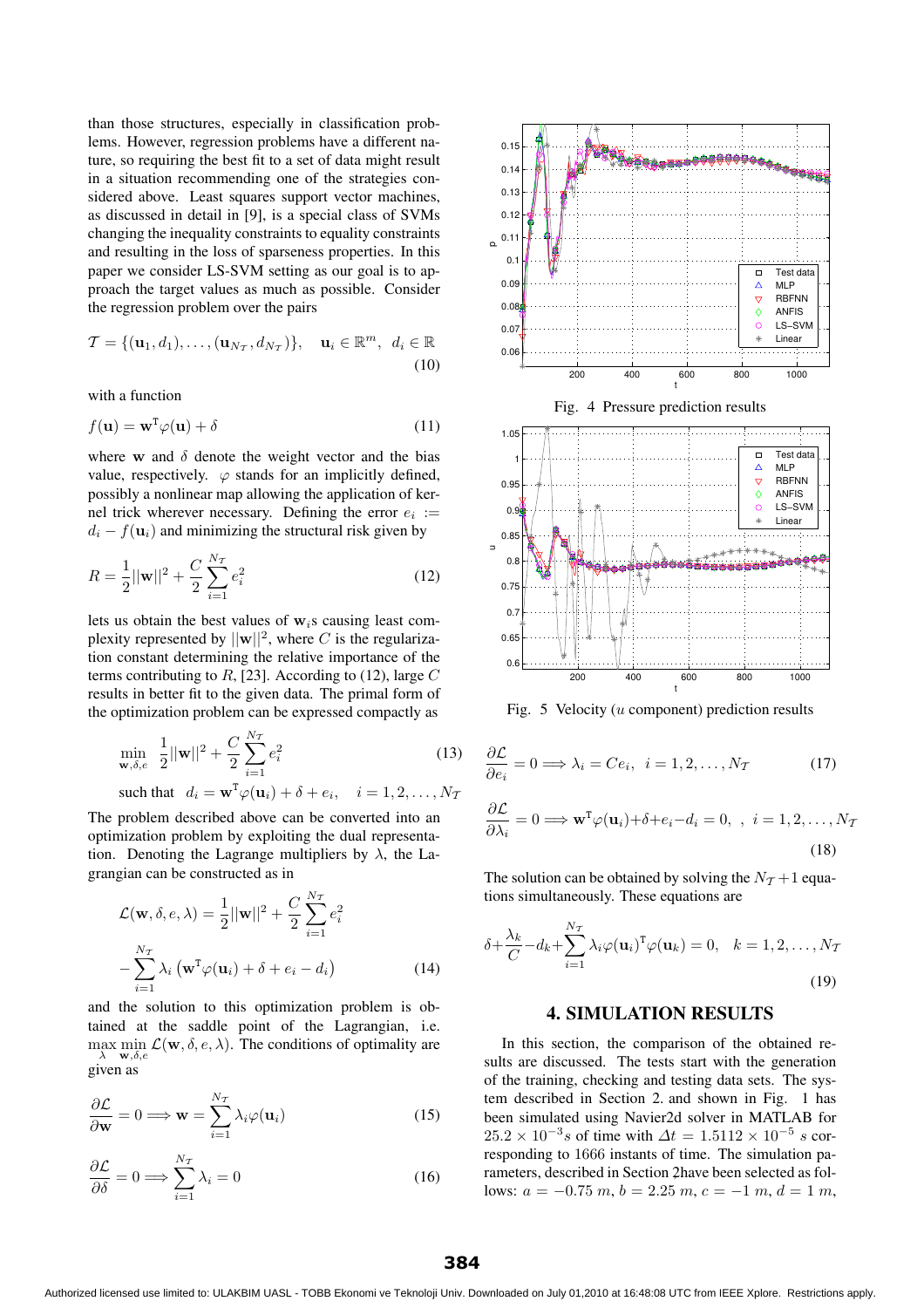than those structures, especially in classification problems. However, regression problems have a different nature, so requiring the best fit to a set of data might result in a situation recommending one of the strategies considered above. Least squares support vector machines, as discussed in detail in [9], is a special class of SVMs changing the inequality constraints to equality constraints and resulting in the loss of sparseness properties. In this paper we consider LS-SVM setting as our goal is to approach the target values as much as possible. Consider the regression problem over the pairs

$$\mathcal{T} = \{(\mathbf{u}_1, d_1), \ldots, (\mathbf{u}_{N_\mathcal{T}}, d_{N_\mathcal{T}})\}, \quad \mathbf{u}_i \in \mathbb{R}^m, \ d_i \in \mathbb{R} \tag{10}$$

with a function

$$f(\mathbf{u}) = \mathbf{w}^{\mathrm{T}}\varphi(\mathbf{u}) + \delta \tag{11}$$

where $\mathbf{w}$ and $\delta$ denote the weight vector and the bias value, respectively. $\varphi$ stands for an implicitly defined, possibly a nonlinear map allowing the application of kernel trick wherever necessary. Defining the error $e_i := d_i - f(\mathbf{u}_i)$ and minimizing the structural risk given by

$$R = \frac{1}{2}||\mathbf{w}||^2 + \frac{C}{2}\sum_{i=1}^{N_\mathcal{T}} e_i^2 \tag{12}$$

lets us obtain the best values of $\mathbf{w}_i$s causing least complexity represented by $||\mathbf{w}||^2$, where $C$ is the regularization constant determining the relative importance of the terms contributing to $R$, [23]. According to (12), large $C$ results in better fit to the given data. The primal form of the optimization problem can be expressed compactly as

$$\min_{\mathbf{w},\delta,e} \ \frac{1}{2}||\mathbf{w}||^2 + \frac{C}{2}\sum_{i=1}^{N_\mathcal{T}} e_i^2 \tag{13}$$

$$\text{such that} \quad d_i = \mathbf{w}^{\mathrm{T}}\varphi(\mathbf{u}_i) + \delta + e_i, \quad i = 1, 2, \ldots, N_\mathcal{T}$$

The problem described above can be converted into an optimization problem by exploiting the dual representation. Denoting the Lagrange multipliers by $\lambda$, the Lagrangian can be constructed as in

$$\mathcal{L}(\mathbf{w}, \delta, e, \lambda) = \frac{1}{2}||\mathbf{w}||^2 + \frac{C}{2}\sum_{i=1}^{N_\mathcal{T}} e_i^2 - \sum_{i=1}^{N_\mathcal{T}} \lambda_i \left(\mathbf{w}^{\mathrm{T}}\varphi(\mathbf{u}_i) + \delta + e_i - d_i\right) \tag{14}$$

and the solution to this optimization problem is obtained at the saddle point of the Lagrangian, i.e. $\max_{\lambda} \min_{\mathbf{w},\delta,e} \mathcal{L}(\mathbf{w}, \delta, e, \lambda)$. The conditions of optimality are given as

$$\frac{\partial \mathcal{L}}{\partial \mathbf{w}} = 0 \Longrightarrow \mathbf{w} = \sum_{i=1}^{N_\mathcal{T}} \lambda_i \varphi(\mathbf{u}_i) \tag{15}$$

$$\frac{\partial \mathcal{L}}{\partial \delta} = 0 \Longrightarrow \sum_{i=1}^{N_\mathcal{T}} \lambda_i = 0 \tag{16}$$

Fig. 4 Pressure prediction results

Fig. 5 Velocity ($u$ component) prediction results

$$\frac{\partial \mathcal{L}}{\partial e_i} = 0 \Longrightarrow \lambda_i = Ce_i, \ \ i = 1, 2, \ldots, N_\mathcal{T} \tag{17}$$

$$\frac{\partial \mathcal{L}}{\partial \lambda_i} = 0 \Longrightarrow \mathbf{w}^{\mathrm{T}}\varphi(\mathbf{u}_i) + \delta + e_i - d_i = 0, \ \ , \ i = 1, 2, \ldots, N_\mathcal{T} \tag{18}$$

The solution can be obtained by solving the $N_\mathcal{T} + 1$ equations simultaneously. These equations are

$$\delta + \frac{\lambda_k}{C} - d_k + \sum_{i=1}^{N_\mathcal{T}} \lambda_i \varphi(\mathbf{u}_i)^{\mathrm{T}}\varphi(\mathbf{u}_k) = 0, \quad k = 1, 2, \ldots, N_\mathcal{T} \tag{19}$$

## 4. SIMULATION RESULTS

In this section, the comparison of the obtained results are discussed. The tests start with the generation of the training, checking and testing data sets. The system described in Section 2. and shown in Fig. 1 has been simulated using Navier2d solver in MATLAB for $25.2 \times 10^{-3}s$ of time with $\Delta t = 1.5112 \times 10^{-5}\ s$ corresponding to 1666 instants of time. The simulation parameters, described in Section 2have been selected as follows: $a = -0.75\ m$, $b = 2.25\ m$, $c = -1\ m$, $d = 1\ m$,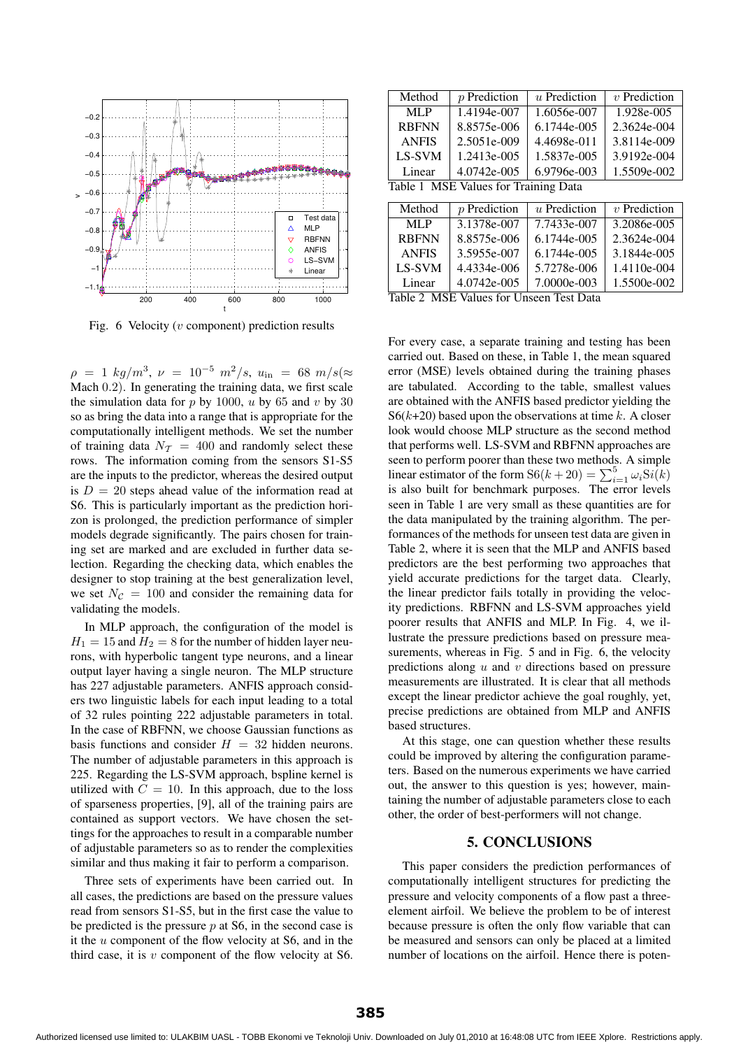Fig. 6 Velocity ($v$ component) prediction results

$\rho = 1\ kg/m^3$, $\nu = 10^{-5}\ m^2/s$, $u_{\text{in}} = 68\ m/s(\approx$ Mach $0.2)$. In generating the training data, we first scale the simulation data for $p$ by 1000, $u$ by 65 and $v$ by 30 so as bring the data into a range that is appropriate for the computationally intelligent methods. We set the number of training data $N_{\mathcal{T}} = 400$ and randomly select these rows. The information coming from the sensors S1-S5 are the inputs to the predictor, whereas the desired output is $D = 20$ steps ahead value of the information read at S6. This is particularly important as the prediction horizon is prolonged, the prediction performance of simpler models degrade significantly. The pairs chosen for training set are marked and are excluded in further data selection. Regarding the checking data, which enables the designer to stop training at the best generalization level, we set $N_{\mathcal{C}} = 100$ and consider the remaining data for validating the models.

In MLP approach, the configuration of the model is $H_1 = 15$ and $H_2 = 8$ for the number of hidden layer neurons, with hyperbolic tangent type neurons, and a linear output layer having a single neuron. The MLP structure has 227 adjustable parameters. ANFIS approach considers two linguistic labels for each input leading to a total of 32 rules pointing 222 adjustable parameters in total. In the case of RBFNN, we choose Gaussian functions as basis functions and consider $H = 32$ hidden neurons. The number of adjustable parameters in this approach is 225. Regarding the LS-SVM approach, bspline kernel is utilized with $C = 10$. In this approach, due to the loss of sparseness properties, [9], all of the training pairs are contained as support vectors. We have chosen the settings for the approaches to result in a comparable number of adjustable parameters so as to render the complexities similar and thus making it fair to perform a comparison.

Three sets of experiments have been carried out. In all cases, the predictions are based on the pressure values read from sensors S1-S5, but in the first case the value to be predicted is the pressure $p$ at S6, in the second case is it the $u$ component of the flow velocity at S6, and in the third case, it is $v$ component of the flow velocity at S6.

| Method | $p$ Prediction | $u$ Prediction | $v$ Prediction |
|---|---|---|---|
| MLP | 1.4194e-007 | 1.6056e-007 | 1.928e-005 |
| RBFNN | 8.8575e-006 | 6.1744e-005 | 2.3624e-004 |
| ANFIS | 2.5051e-009 | 4.4698e-011 | 3.8114e-009 |
| LS-SVM | 1.2413e-005 | 1.5837e-005 | 3.9192e-004 |
| Linear | 4.0742e-005 | 6.9796e-003 | 1.5509e-002 |

Table 1 MSE Values for Training Data

| Method | $p$ Prediction | $u$ Prediction | $v$ Prediction |
|---|---|---|---|
| MLP | 3.1378e-007 | 7.7433e-007 | 3.2086e-005 |
| RBFNN | 8.8575e-006 | 6.1744e-005 | 2.3624e-004 |
| ANFIS | 3.5955e-007 | 6.1744e-005 | 3.1844e-005 |
| LS-SVM | 4.4334e-006 | 5.7278e-006 | 1.4110e-004 |
| Linear | 4.0742e-005 | 7.0000e-003 | 1.5500e-002 |

Table 2 MSE Values for Unseen Test Data

For every case, a separate training and testing has been carried out. Based on these, in Table 1, the mean squared error (MSE) levels obtained during the training phases are tabulated. According to the table, smallest values are obtained with the ANFIS based predictor yielding the S6($k$+20) based upon the observations at time $k$. A closer look would choose MLP structure as the second method that performs well. LS-SVM and RBFNN approaches are seen to perform poorer than these two methods. A simple linear estimator of the form $\text{S}6(k+20) = \sum_{i=1}^{5} \omega_i \text{S}i(k)$ is also built for benchmark purposes. The error levels seen in Table 1 are very small as these quantities are for the data manipulated by the training algorithm. The performances of the methods for unseen test data are given in Table 2, where it is seen that the MLP and ANFIS based predictors are the best performing two approaches that yield accurate predictions for the target data. Clearly, the linear predictor fails totally in providing the velocity predictions. RBFNN and LS-SVM approaches yield poorer results that ANFIS and MLP. In Fig. 4, we illustrate the pressure predictions based on pressure measurements, whereas in Fig. 5 and in Fig. 6, the velocity predictions along $u$ and $v$ directions based on pressure measurements are illustrated. It is clear that all methods except the linear predictor achieve the goal roughly, yet, precise predictions are obtained from MLP and ANFIS based structures.

At this stage, one can question whether these results could be improved by altering the configuration parameters. Based on the numerous experiments we have carried out, the answer to this question is yes; however, maintaining the number of adjustable parameters close to each other, the order of best-performers will not change.

## 5. CONCLUSIONS

This paper considers the prediction performances of computationally intelligent structures for predicting the pressure and velocity components of a flow past a three-element airfoil. We believe the problem to be of interest because pressure is often the only flow variable that can be measured and sensors can only be placed at a limited number of locations on the airfoil. Hence there is poten-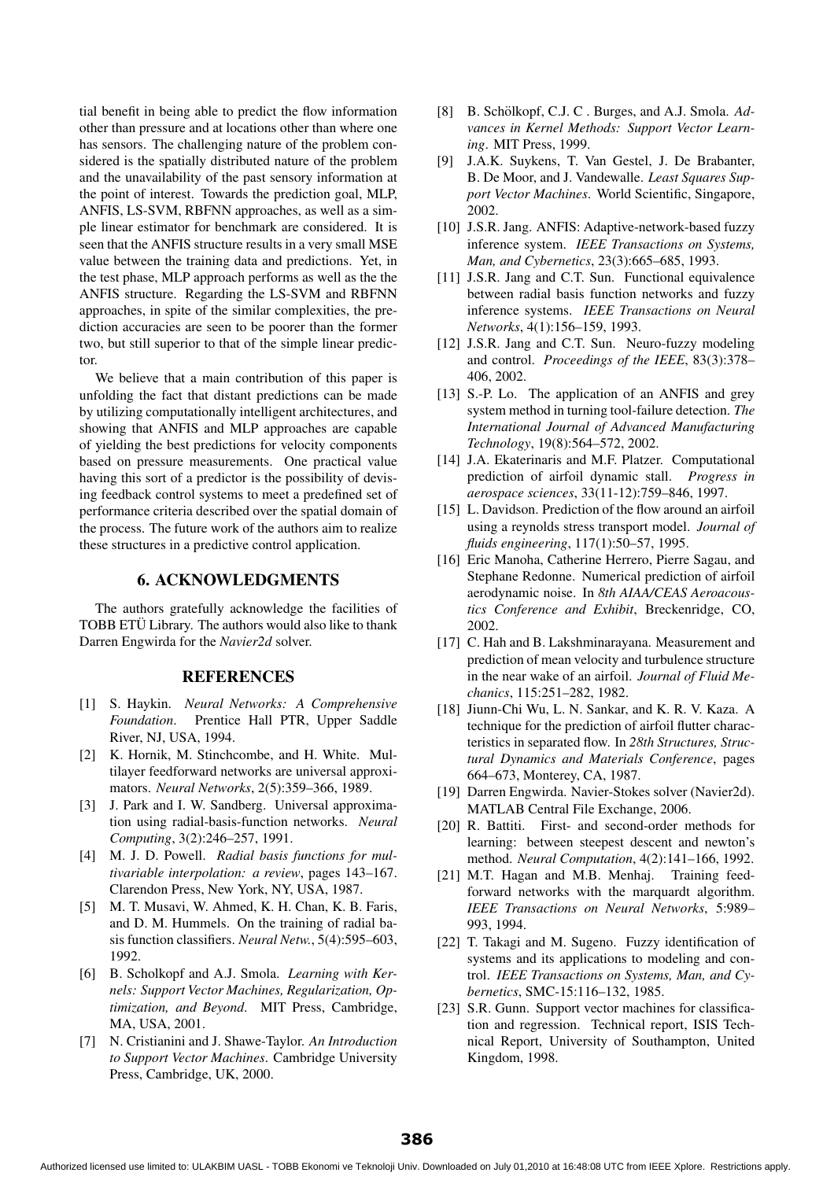tial benefit in being able to predict the flow information other than pressure and at locations other than where one has sensors. The challenging nature of the problem considered is the spatially distributed nature of the problem and the unavailability of the past sensory information at the point of interest. Towards the prediction goal, MLP, ANFIS, LS-SVM, RBFNN approaches, as well as a simple linear estimator for benchmark are considered. It is seen that the ANFIS structure results in a very small MSE value between the training data and predictions. Yet, in the test phase, MLP approach performs as well as the the ANFIS structure. Regarding the LS-SVM and RBFNN approaches, in spite of the similar complexities, the prediction accuracies are seen to be poorer than the former two, but still superior to that of the simple linear predictor.

We believe that a main contribution of this paper is unfolding the fact that distant predictions can be made by utilizing computationally intelligent architectures, and showing that ANFIS and MLP approaches are capable of yielding the best predictions for velocity components based on pressure measurements. One practical value having this sort of a predictor is the possibility of devising feedback control systems to meet a predefined set of performance criteria described over the spatial domain of the process. The future work of the authors aim to realize these structures in a predictive control application.

## 6. ACKNOWLEDGMENTS

The authors gratefully acknowledge the facilities of TOBB ETÜ Library. The authors would also like to thank Darren Engwirda for the *Navier2d* solver.

## REFERENCES

[1] S. Haykin. *Neural Networks: A Comprehensive Foundation*. Prentice Hall PTR, Upper Saddle River, NJ, USA, 1994.

[2] K. Hornik, M. Stinchcombe, and H. White. Multilayer feedforward networks are universal approximators. *Neural Networks*, 2(5):359–366, 1989.

[3] J. Park and I. W. Sandberg. Universal approximation using radial-basis-function networks. *Neural Computing*, 3(2):246–257, 1991.

[4] M. J. D. Powell. *Radial basis functions for multivariable interpolation: a review*, pages 143–167. Clarendon Press, New York, NY, USA, 1987.

[5] M. T. Musavi, W. Ahmed, K. H. Chan, K. B. Faris, and D. M. Hummels. On the training of radial basis function classifiers. *Neural Netw.*, 5(4):595–603, 1992.

[6] B. Scholkopf and A.J. Smola. *Learning with Kernels: Support Vector Machines, Regularization, Optimization, and Beyond*. MIT Press, Cambridge, MA, USA, 2001.

[7] N. Cristianini and J. Shawe-Taylor. *An Introduction to Support Vector Machines*. Cambridge University Press, Cambridge, UK, 2000.

[8] B. Schölkopf, C.J. C . Burges, and A.J. Smola. *Advances in Kernel Methods: Support Vector Learning*. MIT Press, 1999.

[9] J.A.K. Suykens, T. Van Gestel, J. De Brabanter, B. De Moor, and J. Vandewalle. *Least Squares Support Vector Machines*. World Scientific, Singapore, 2002.

[10] J.S.R. Jang. ANFIS: Adaptive-network-based fuzzy inference system. *IEEE Transactions on Systems, Man, and Cybernetics*, 23(3):665–685, 1993.

[11] J.S.R. Jang and C.T. Sun. Functional equivalence between radial basis function networks and fuzzy inference systems. *IEEE Transactions on Neural Networks*, 4(1):156–159, 1993.

[12] J.S.R. Jang and C.T. Sun. Neuro-fuzzy modeling and control. *Proceedings of the IEEE*, 83(3):378–406, 2002.

[13] S.-P. Lo. The application of an ANFIS and grey system method in turning tool-failure detection. *The International Journal of Advanced Manufacturing Technology*, 19(8):564–572, 2002.

[14] J.A. Ekaterinaris and M.F. Platzer. Computational prediction of airfoil dynamic stall. *Progress in aerospace sciences*, 33(11-12):759–846, 1997.

[15] L. Davidson. Prediction of the flow around an airfoil using a reynolds stress transport model. *Journal of fluids engineering*, 117(1):50–57, 1995.

[16] Eric Manoha, Catherine Herrero, Pierre Sagau, and Stephane Redonne. Numerical prediction of airfoil aerodynamic noise. In *8th AIAA/CEAS Aeroacoustics Conference and Exhibit*, Breckenridge, CO, 2002.

[17] C. Hah and B. Lakshminarayana. Measurement and prediction of mean velocity and turbulence structure in the near wake of an airfoil. *Journal of Fluid Mechanics*, 115:251–282, 1982.

[18] Jiunn-Chi Wu, L. N. Sankar, and K. R. V. Kaza. A technique for the prediction of airfoil flutter characteristics in separated flow. In *28th Structures, Structural Dynamics and Materials Conference*, pages 664–673, Monterey, CA, 1987.

[19] Darren Engwirda. Navier-Stokes solver (Navier2d). MATLAB Central File Exchange, 2006.

[20] R. Battiti. First- and second-order methods for learning: between steepest descent and newton's method. *Neural Computation*, 4(2):141–166, 1992.

[21] M.T. Hagan and M.B. Menhaj. Training feedforward networks with the marquardt algorithm. *IEEE Transactions on Neural Networks*, 5:989–993, 1994.

[22] T. Takagi and M. Sugeno. Fuzzy identification of systems and its applications to modeling and control. *IEEE Transactions on Systems, Man, and Cybernetics*, SMC-15:116–132, 1985.

[23] S.R. Gunn. Support vector machines for classification and regression. Technical report, ISIS Technical Report, University of Southampton, United Kingdom, 1998.